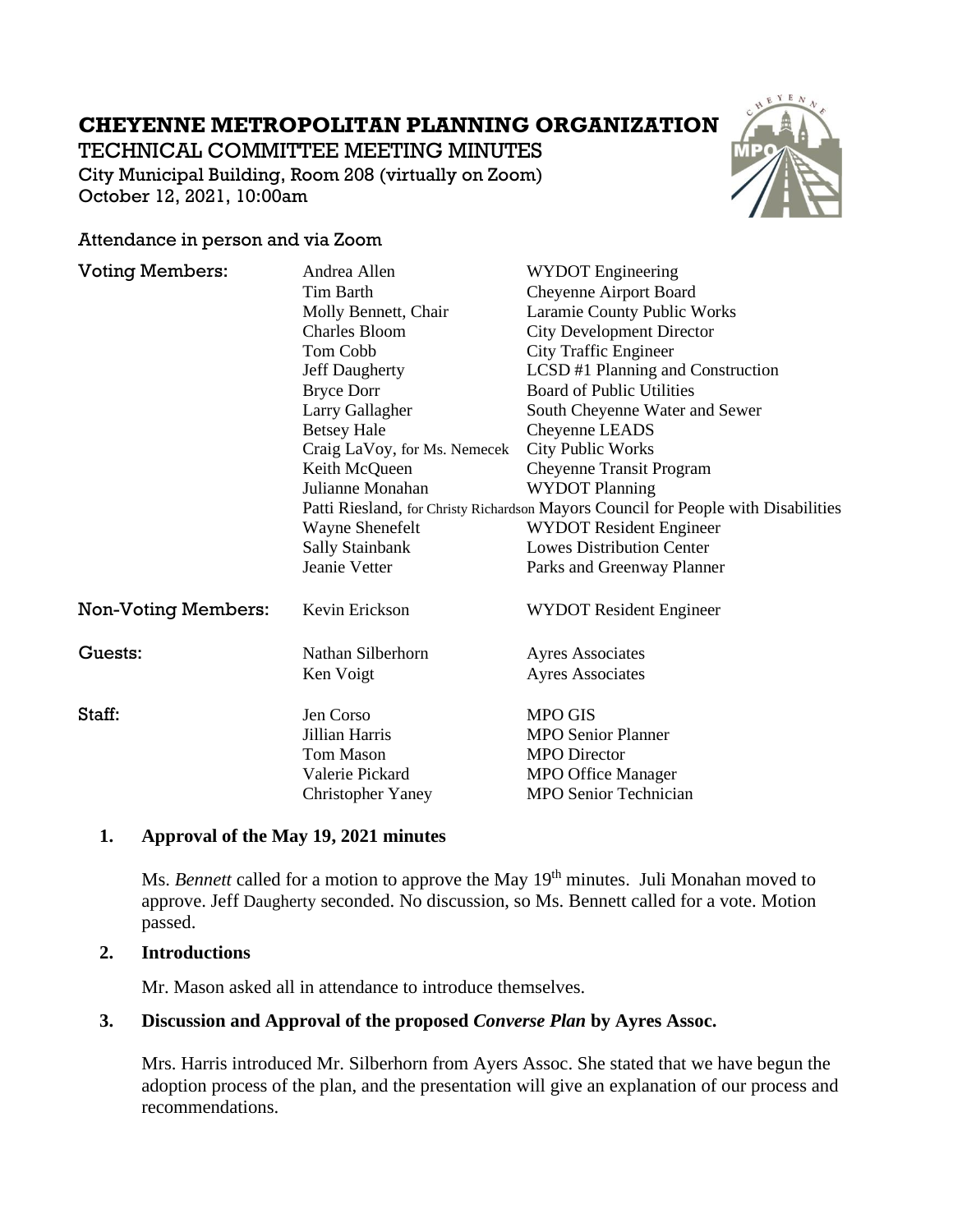# CHEYENNE METROPOLITAN PLANNING ORGANIZATION

TECHNICAL COMMITTEE MEETING MINUTES

City Municipal Building, Room 208 (virtually on Zoom)

October 12, 2021, 10:00am

Attendance in person and via Zoom

| | | |
|---|---|---|
| Voting Members: | Andrea Allen | WYDOT Engineering |
| | Tim Barth | Cheyenne Airport Board |
| | Molly Bennett, Chair | Laramie County Public Works |
| | Charles Bloom | City Development Director |
| | Tom Cobb | City Traffic Engineer |
| | Jeff Daugherty | LCSD #1 Planning and Construction |
| | Bryce Dorr | Board of Public Utilities |
| | Larry Gallagher | South Cheyenne Water and Sewer |
| | Betsey Hale | Cheyenne LEADS |
| | Craig LaVoy, for Ms. Nemecek | City Public Works |
| | Keith McQueen | Cheyenne Transit Program |
| | Julianne Monahan | WYDOT Planning |
| | Patti Riesland, for Christy Richardson | Mayors Council for People with Disabilities |
| | Wayne Shenefelt | WYDOT Resident Engineer |
| | Sally Stainbank | Lowes Distribution Center |
| | Jeanie Vetter | Parks and Greenway Planner |
| Non-Voting Members: | Kevin Erickson | WYDOT Resident Engineer |
| Guests: | Nathan Silberhorn | Ayres Associates |
| | Ken Voigt | Ayres Associates |
| Staff: | Jen Corso | MPO GIS |
| | Jillian Harris | MPO Senior Planner |
| | Tom Mason | MPO Director |
| | Valerie Pickard | MPO Office Manager |
| | Christopher Yaney | MPO Senior Technician |

1. **Approval of the May 19, 2021 minutes**

   Ms. *Bennett* called for a motion to approve the May 19th minutes. Juli Monahan moved to approve. Jeff Daugherty seconded. No discussion, so Ms. Bennett called for a vote. Motion passed.

2. **Introductions**

   Mr. Mason asked all in attendance to introduce themselves.

3. **Discussion and Approval of the proposed *Converse Plan* by Ayres Assoc.**

   Mrs. Harris introduced Mr. Silberhorn from Ayers Assoc. She stated that we have begun the adoption process of the plan, and the presentation will give an explanation of our process and recommendations.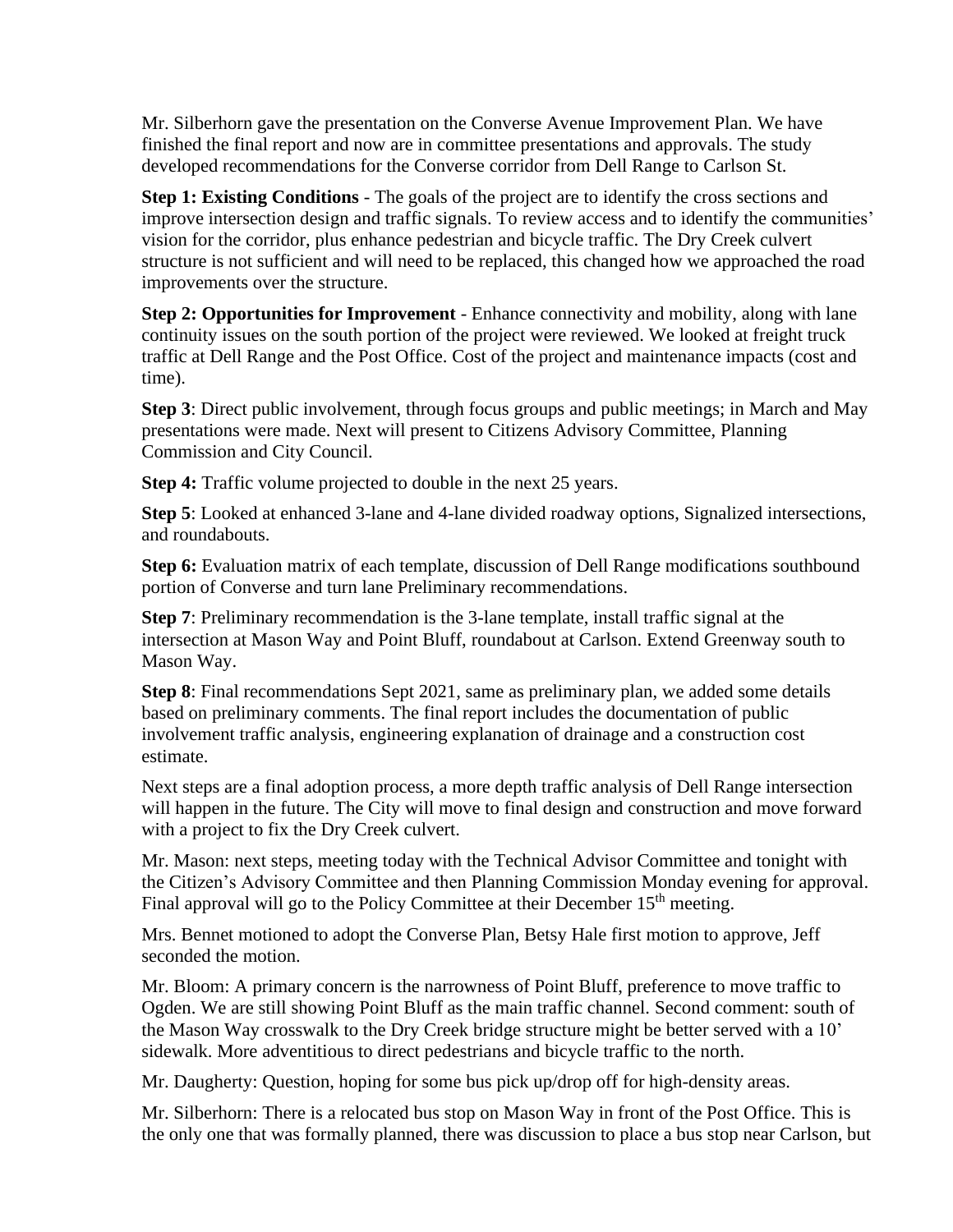Mr. Silberhorn gave the presentation on the Converse Avenue Improvement Plan. We have finished the final report and now are in committee presentations and approvals. The study developed recommendations for the Converse corridor from Dell Range to Carlson St.

**Step 1: Existing Conditions** - The goals of the project are to identify the cross sections and improve intersection design and traffic signals. To review access and to identify the communities' vision for the corridor, plus enhance pedestrian and bicycle traffic. The Dry Creek culvert structure is not sufficient and will need to be replaced, this changed how we approached the road improvements over the structure.

**Step 2: Opportunities for Improvement** - Enhance connectivity and mobility, along with lane continuity issues on the south portion of the project were reviewed. We looked at freight truck traffic at Dell Range and the Post Office. Cost of the project and maintenance impacts (cost and time).

**Step 3**: Direct public involvement, through focus groups and public meetings; in March and May presentations were made. Next will present to Citizens Advisory Committee, Planning Commission and City Council.

**Step 4:** Traffic volume projected to double in the next 25 years.

**Step 5**: Looked at enhanced 3-lane and 4-lane divided roadway options, Signalized intersections, and roundabouts.

**Step 6:** Evaluation matrix of each template, discussion of Dell Range modifications southbound portion of Converse and turn lane Preliminary recommendations.

**Step 7**: Preliminary recommendation is the 3-lane template, install traffic signal at the intersection at Mason Way and Point Bluff, roundabout at Carlson. Extend Greenway south to Mason Way.

**Step 8**: Final recommendations Sept 2021, same as preliminary plan, we added some details based on preliminary comments. The final report includes the documentation of public involvement traffic analysis, engineering explanation of drainage and a construction cost estimate.

Next steps are a final adoption process, a more depth traffic analysis of Dell Range intersection will happen in the future. The City will move to final design and construction and move forward with a project to fix the Dry Creek culvert.

Mr. Mason: next steps, meeting today with the Technical Advisor Committee and tonight with the Citizen's Advisory Committee and then Planning Commission Monday evening for approval. Final approval will go to the Policy Committee at their December 15th meeting.

Mrs. Bennet motioned to adopt the Converse Plan, Betsy Hale first motion to approve, Jeff seconded the motion.

Mr. Bloom: A primary concern is the narrowness of Point Bluff, preference to move traffic to Ogden. We are still showing Point Bluff as the main traffic channel. Second comment: south of the Mason Way crosswalk to the Dry Creek bridge structure might be better served with a 10' sidewalk. More adventitious to direct pedestrians and bicycle traffic to the north.

Mr. Daugherty: Question, hoping for some bus pick up/drop off for high-density areas.

Mr. Silberhorn: There is a relocated bus stop on Mason Way in front of the Post Office. This is the only one that was formally planned, there was discussion to place a bus stop near Carlson, but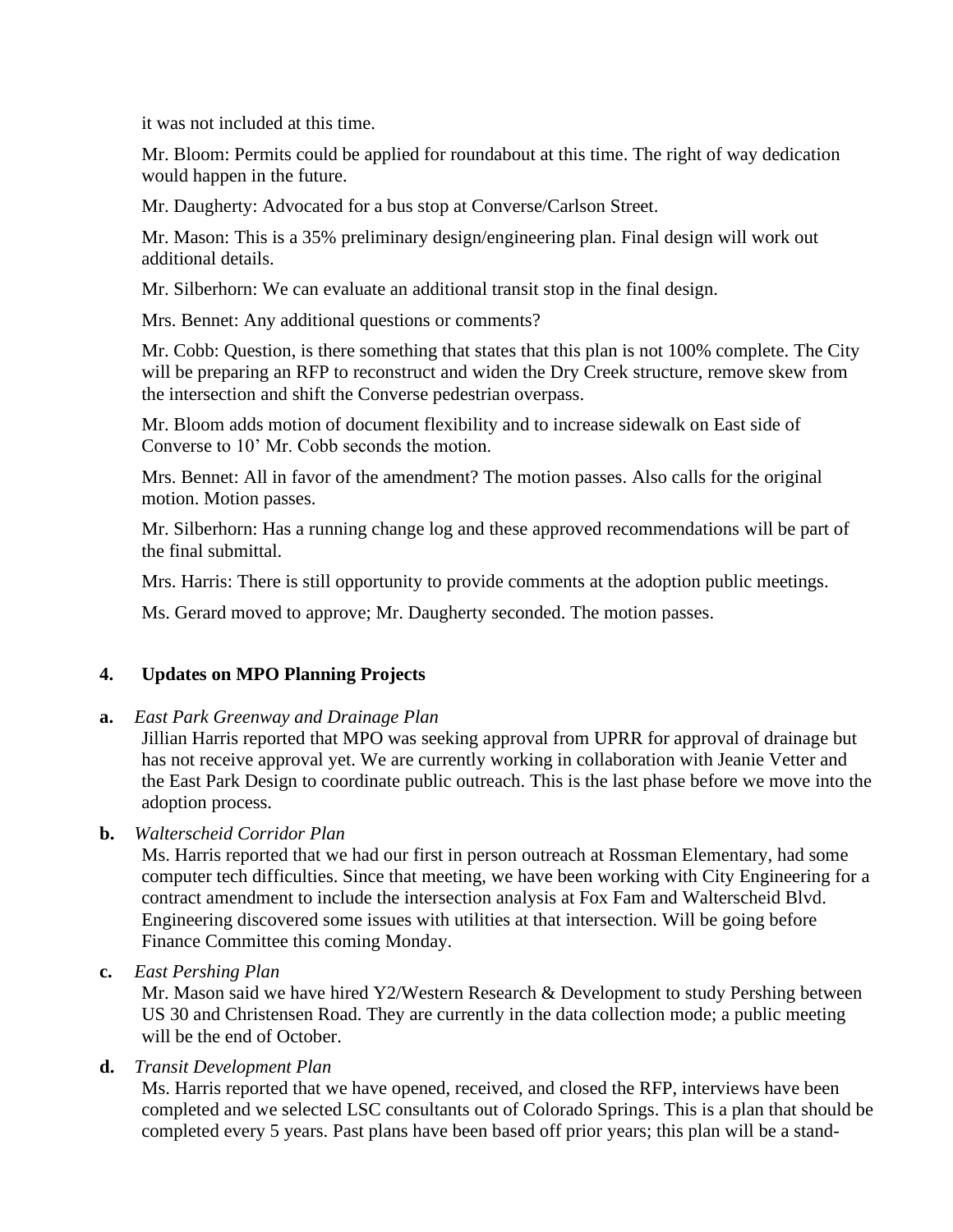it was not included at this time.

Mr. Bloom: Permits could be applied for roundabout at this time. The right of way dedication would happen in the future.

Mr. Daugherty: Advocated for a bus stop at Converse/Carlson Street.

Mr. Mason: This is a 35% preliminary design/engineering plan. Final design will work out additional details.

Mr. Silberhorn: We can evaluate an additional transit stop in the final design.

Mrs. Bennet: Any additional questions or comments?

Mr. Cobb: Question, is there something that states that this plan is not 100% complete. The City will be preparing an RFP to reconstruct and widen the Dry Creek structure, remove skew from the intersection and shift the Converse pedestrian overpass.

Mr. Bloom adds motion of document flexibility and to increase sidewalk on East side of Converse to 10' Mr. Cobb seconds the motion.

Mrs. Bennet: All in favor of the amendment? The motion passes. Also calls for the original motion. Motion passes.

Mr. Silberhorn: Has a running change log and these approved recommendations will be part of the final submittal.

Mrs. Harris: There is still opportunity to provide comments at the adoption public meetings.

Ms. Gerard moved to approve; Mr. Daugherty seconded. The motion passes.

## 4. Updates on MPO Planning Projects

**a.** *East Park Greenway and Drainage Plan*
Jillian Harris reported that MPO was seeking approval from UPRR for approval of drainage but has not receive approval yet. We are currently working in collaboration with Jeanie Vetter and the East Park Design to coordinate public outreach. This is the last phase before we move into the adoption process.

**b.** *Walterscheid Corridor Plan*
Ms. Harris reported that we had our first in person outreach at Rossman Elementary, had some computer tech difficulties. Since that meeting, we have been working with City Engineering for a contract amendment to include the intersection analysis at Fox Fam and Walterscheid Blvd. Engineering discovered some issues with utilities at that intersection. Will be going before Finance Committee this coming Monday.

**c.** *East Pershing Plan*
Mr. Mason said we have hired Y2/Western Research & Development to study Pershing between US 30 and Christensen Road. They are currently in the data collection mode; a public meeting will be the end of October.

**d.** *Transit Development Plan*
Ms. Harris reported that we have opened, received, and closed the RFP, interviews have been completed and we selected LSC consultants out of Colorado Springs. This is a plan that should be completed every 5 years. Past plans have been based off prior years; this plan will be a stand-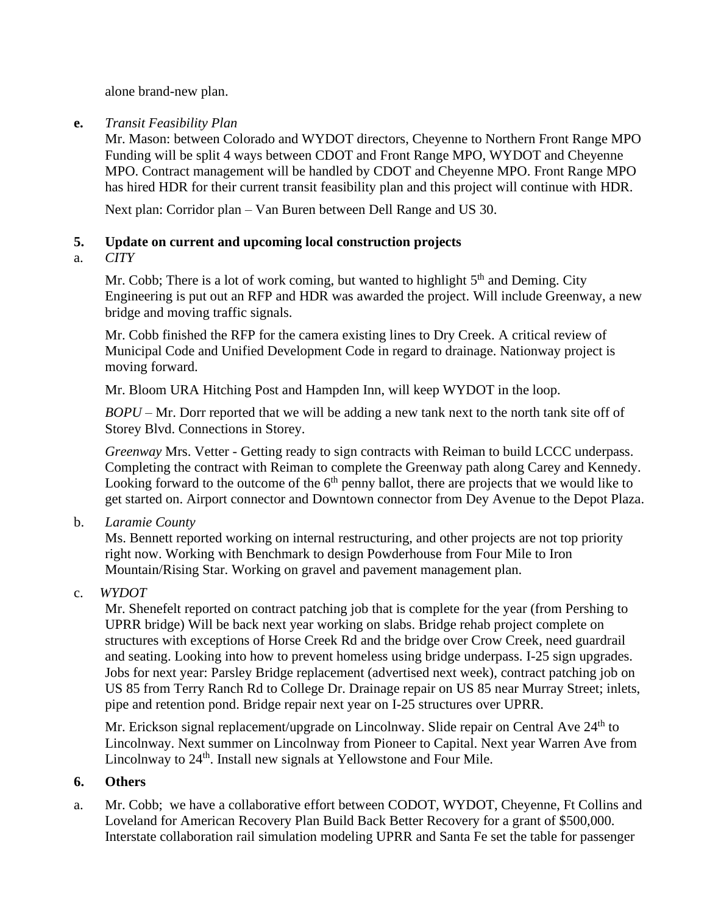alone brand-new plan.

**e.** *Transit Feasibility Plan*

Mr. Mason: between Colorado and WYDOT directors, Cheyenne to Northern Front Range MPO Funding will be split 4 ways between CDOT and Front Range MPO, WYDOT and Cheyenne MPO. Contract management will be handled by CDOT and Cheyenne MPO. Front Range MPO has hired HDR for their current transit feasibility plan and this project will continue with HDR.

Next plan: Corridor plan – Van Buren between Dell Range and US 30.

**5. Update on current and upcoming local construction projects**

a. *CITY*

Mr. Cobb; There is a lot of work coming, but wanted to highlight 5th and Deming. City Engineering is put out an RFP and HDR was awarded the project. Will include Greenway, a new bridge and moving traffic signals.

Mr. Cobb finished the RFP for the camera existing lines to Dry Creek. A critical review of Municipal Code and Unified Development Code in regard to drainage. Nationway project is moving forward.

Mr. Bloom URA Hitching Post and Hampden Inn, will keep WYDOT in the loop.

*BOPU* – Mr. Dorr reported that we will be adding a new tank next to the north tank site off of Storey Blvd. Connections in Storey.

*Greenway* Mrs. Vetter - Getting ready to sign contracts with Reiman to build LCCC underpass. Completing the contract with Reiman to complete the Greenway path along Carey and Kennedy. Looking forward to the outcome of the 6th penny ballot, there are projects that we would like to get started on. Airport connector and Downtown connector from Dey Avenue to the Depot Plaza.

b. *Laramie County*

Ms. Bennett reported working on internal restructuring, and other projects are not top priority right now. Working with Benchmark to design Powderhouse from Four Mile to Iron Mountain/Rising Star. Working on gravel and pavement management plan.

c. *WYDOT*

Mr. Shenefelt reported on contract patching job that is complete for the year (from Pershing to UPRR bridge) Will be back next year working on slabs. Bridge rehab project complete on structures with exceptions of Horse Creek Rd and the bridge over Crow Creek, need guardrail and seating. Looking into how to prevent homeless using bridge underpass. I-25 sign upgrades. Jobs for next year: Parsley Bridge replacement (advertised next week), contract patching job on US 85 from Terry Ranch Rd to College Dr. Drainage repair on US 85 near Murray Street; inlets, pipe and retention pond. Bridge repair next year on I-25 structures over UPRR.

Mr. Erickson signal replacement/upgrade on Lincolnway. Slide repair on Central Ave 24th to Lincolnway. Next summer on Lincolnway from Pioneer to Capital. Next year Warren Ave from Lincolnway to 24th. Install new signals at Yellowstone and Four Mile.

**6. Others**

a. Mr. Cobb; we have a collaborative effort between CODOT, WYDOT, Cheyenne, Ft Collins and Loveland for American Recovery Plan Build Back Better Recovery for a grant of $500,000. Interstate collaboration rail simulation modeling UPRR and Santa Fe set the table for passenger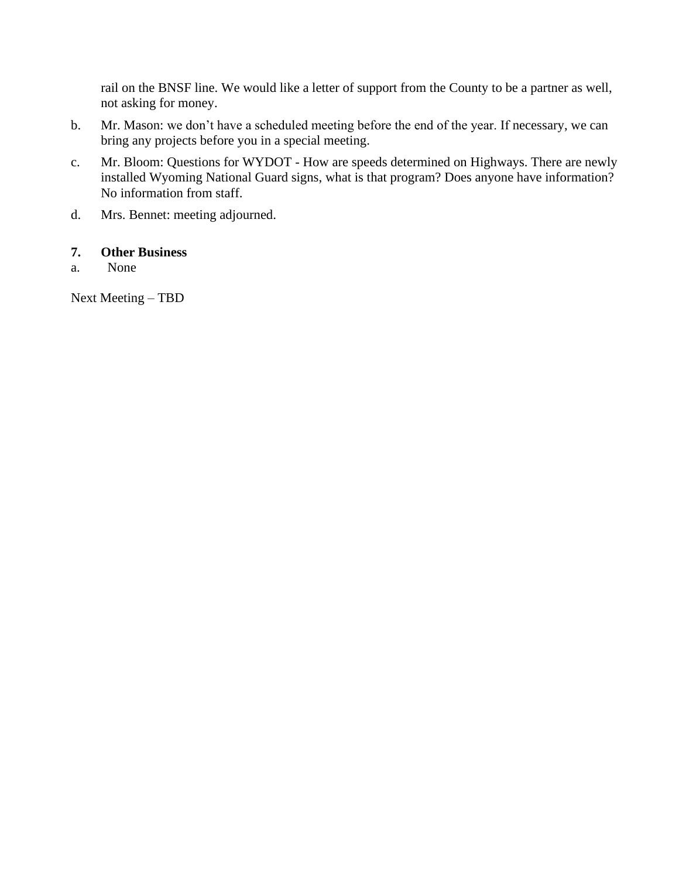rail on the BNSF line. We would like a letter of support from the County to be a partner as well, not asking for money.

b. Mr. Mason: we don't have a scheduled meeting before the end of the year. If necessary, we can bring any projects before you in a special meeting.

c. Mr. Bloom: Questions for WYDOT - How are speeds determined on Highways. There are newly installed Wyoming National Guard signs, what is that program? Does anyone have information? No information from staff.

d. Mrs. Bennet: meeting adjourned.

**7. Other Business**

a. None

Next Meeting – TBD